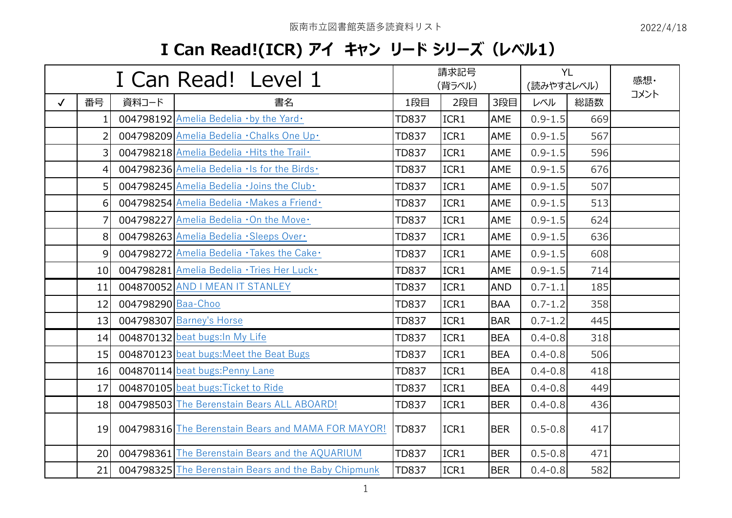阪南市立図書館英語多読資料リスト

2022/4/18

# I Can Read!(ICR) アイ キャン リード シリーズ（レベル1）

| I Can Read! Level 1 | | | | 請求記号 (背ラベル) | | | YL (読みやすさレベル) | | 感想・コメント |
|---|---|---|---|---|---|---|---|---|---|
| ✓ | 番号 | 資料コード | 書名 | 1段目 | 2段目 | 3段目 | レベル | 総語数 | |
| | 1 | 004798192 | Amelia Bedelia ･by the Yard･ | TD837 | ICR1 | AME | 0.9-1.5 | 669 | |
| | 2 | 004798209 | Amelia Bedelia ･Chalks One Up･ | TD837 | ICR1 | AME | 0.9-1.5 | 567 | |
| | 3 | 004798218 | Amelia Bedelia ･Hits the Trail･ | TD837 | ICR1 | AME | 0.9-1.5 | 596 | |
| | 4 | 004798236 | Amelia Bedelia ･Is for the Birds･ | TD837 | ICR1 | AME | 0.9-1.5 | 676 | |
| | 5 | 004798245 | Amelia Bedelia ･Joins the Club･ | TD837 | ICR1 | AME | 0.9-1.5 | 507 | |
| | 6 | 004798254 | Amelia Bedelia ･Makes a Friend･ | TD837 | ICR1 | AME | 0.9-1.5 | 513 | |
| | 7 | 004798227 | Amelia Bedelia ･On the Move･ | TD837 | ICR1 | AME | 0.9-1.5 | 624 | |
| | 8 | 004798263 | Amelia Bedelia ･Sleeps Over･ | TD837 | ICR1 | AME | 0.9-1.5 | 636 | |
| | 9 | 004798272 | Amelia Bedelia ･Takes the Cake･ | TD837 | ICR1 | AME | 0.9-1.5 | 608 | |
| | 10 | 004798281 | Amelia Bedelia ･Tries Her Luck･ | TD837 | ICR1 | AME | 0.9-1.5 | 714 | |
| | 11 | 004870052 | AND I MEAN IT STANLEY | TD837 | ICR1 | AND | 0.7-1.1 | 185 | |
| | 12 | 004798290 | Baa-Choo | TD837 | ICR1 | BAA | 0.7-1.2 | 358 | |
| | 13 | 004798307 | Barney's Horse | TD837 | ICR1 | BAR | 0.7-1.2 | 445 | |
| | 14 | 004870132 | beat bugs:In My Life | TD837 | ICR1 | BEA | 0.4-0.8 | 318 | |
| | 15 | 004870123 | beat bugs:Meet the Beat Bugs | TD837 | ICR1 | BEA | 0.4-0.8 | 506 | |
| | 16 | 004870114 | beat bugs:Penny Lane | TD837 | ICR1 | BEA | 0.4-0.8 | 418 | |
| | 17 | 004870105 | beat bugs:Ticket to Ride | TD837 | ICR1 | BEA | 0.4-0.8 | 449 | |
| | 18 | 004798503 | The Berenstain Bears ALL ABOARD! | TD837 | ICR1 | BER | 0.4-0.8 | 436 | |
| | 19 | 004798316 | The Berenstain Bears and MAMA FOR MAYOR! | TD837 | ICR1 | BER | 0.5-0.8 | 417 | |
| | 20 | 004798361 | The Berenstain Bears and the AQUARIUM | TD837 | ICR1 | BER | 0.5-0.8 | 471 | |
| | 21 | 004798325 | The Berenstain Bears and the Baby Chipmunk | TD837 | ICR1 | BER | 0.4-0.8 | 582 | |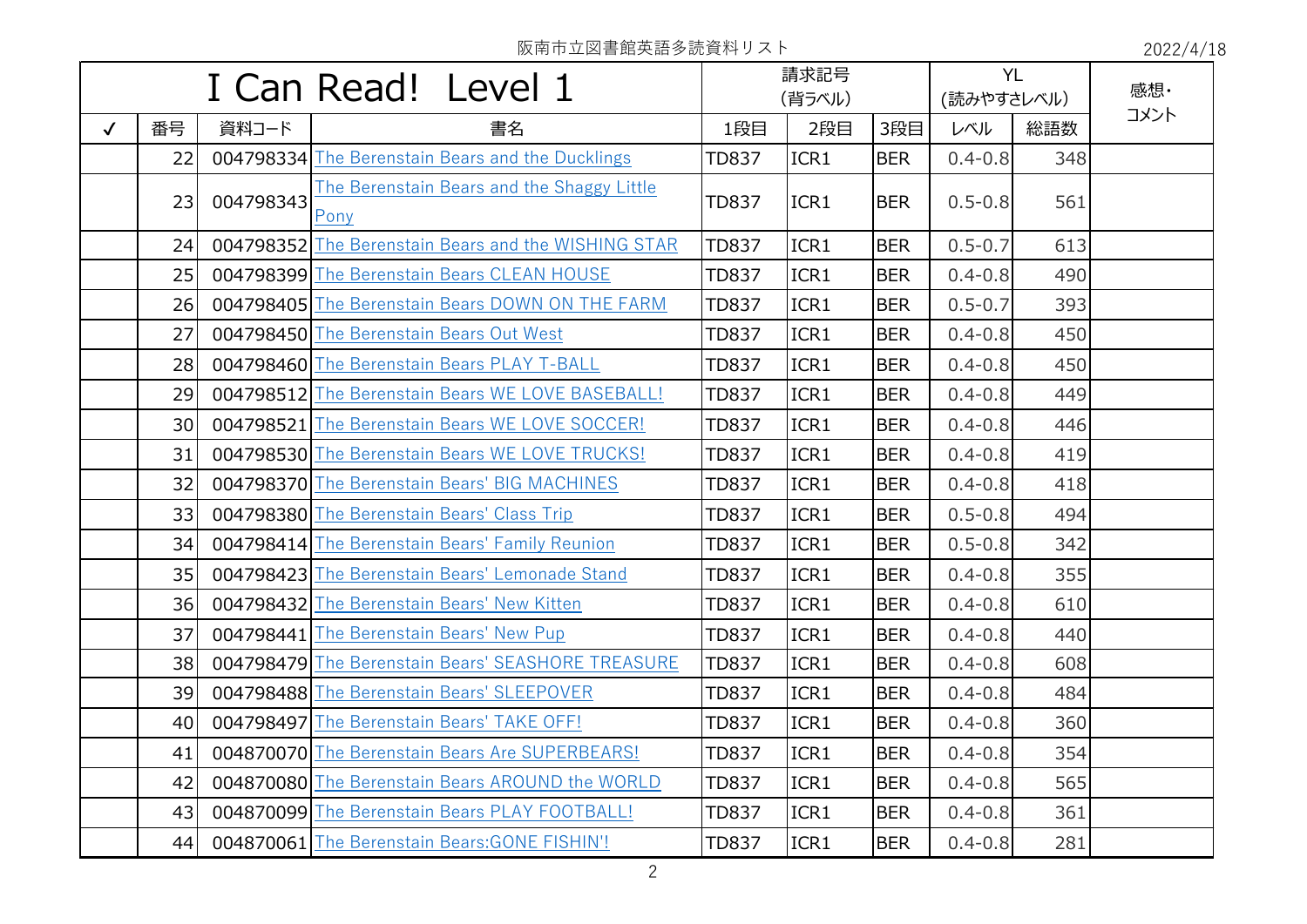阪南市立図書館英語多読資料リスト

2022/4/18

| I Can Read! Level 1 | | | | 請求記号<br>(背ラベル) | | | YL<br>(読みやすさレベル) | | 感想・<br>コメント |
|---|---|---|---|---|---|---|---|---|---|
| ✓ | 番号 | 資料コード | 書名 | 1段目 | 2段目 | 3段目 | レベル | 総語数 | |
| | 22 | 004798334 | The Berenstain Bears and the Ducklings | TD837 | ICR1 | BER | 0.4-0.8 | 348 | |
| | 23 | 004798343 | The Berenstain Bears and the Shaggy Little Pony | TD837 | ICR1 | BER | 0.5-0.8 | 561 | |
| | 24 | 004798352 | The Berenstain Bears and the WISHING STAR | TD837 | ICR1 | BER | 0.5-0.7 | 613 | |
| | 25 | 004798399 | The Berenstain Bears CLEAN HOUSE | TD837 | ICR1 | BER | 0.4-0.8 | 490 | |
| | 26 | 004798405 | The Berenstain Bears DOWN ON THE FARM | TD837 | ICR1 | BER | 0.5-0.7 | 393 | |
| | 27 | 004798450 | The Berenstain Bears Out West | TD837 | ICR1 | BER | 0.4-0.8 | 450 | |
| | 28 | 004798460 | The Berenstain Bears PLAY T-BALL | TD837 | ICR1 | BER | 0.4-0.8 | 450 | |
| | 29 | 004798512 | The Berenstain Bears WE LOVE BASEBALL! | TD837 | ICR1 | BER | 0.4-0.8 | 449 | |
| | 30 | 004798521 | The Berenstain Bears WE LOVE SOCCER! | TD837 | ICR1 | BER | 0.4-0.8 | 446 | |
| | 31 | 004798530 | The Berenstain Bears WE LOVE TRUCKS! | TD837 | ICR1 | BER | 0.4-0.8 | 419 | |
| | 32 | 004798370 | The Berenstain Bears' BIG MACHINES | TD837 | ICR1 | BER | 0.4-0.8 | 418 | |
| | 33 | 004798380 | The Berenstain Bears' Class Trip | TD837 | ICR1 | BER | 0.5-0.8 | 494 | |
| | 34 | 004798414 | The Berenstain Bears' Family Reunion | TD837 | ICR1 | BER | 0.5-0.8 | 342 | |
| | 35 | 004798423 | The Berenstain Bears' Lemonade Stand | TD837 | ICR1 | BER | 0.4-0.8 | 355 | |
| | 36 | 004798432 | The Berenstain Bears' New Kitten | TD837 | ICR1 | BER | 0.4-0.8 | 610 | |
| | 37 | 004798441 | The Berenstain Bears' New Pup | TD837 | ICR1 | BER | 0.4-0.8 | 440 | |
| | 38 | 004798479 | The Berenstain Bears' SEASHORE TREASURE | TD837 | ICR1 | BER | 0.4-0.8 | 608 | |
| | 39 | 004798488 | The Berenstain Bears' SLEEPOVER | TD837 | ICR1 | BER | 0.4-0.8 | 484 | |
| | 40 | 004798497 | The Berenstain Bears' TAKE OFF! | TD837 | ICR1 | BER | 0.4-0.8 | 360 | |
| | 41 | 004870070 | The Berenstain Bears Are SUPERBEARS! | TD837 | ICR1 | BER | 0.4-0.8 | 354 | |
| | 42 | 004870080 | The Berenstain Bears AROUND the WORLD | TD837 | ICR1 | BER | 0.4-0.8 | 565 | |
| | 43 | 004870099 | The Berenstain Bears PLAY FOOTBALL! | TD837 | ICR1 | BER | 0.4-0.8 | 361 | |
| | 44 | 004870061 | The Berenstain Bears:GONE FISHIN'! | TD837 | ICR1 | BER | 0.4-0.8 | 281 | |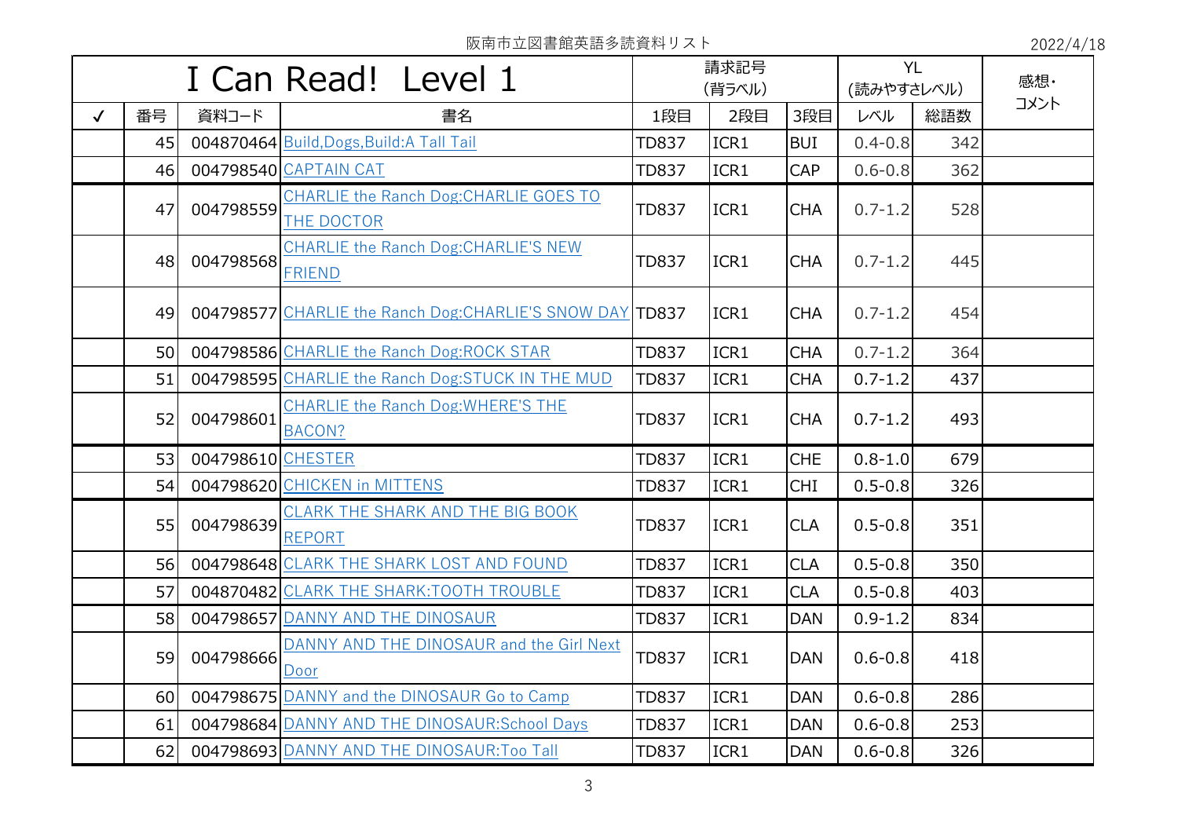阪南市立図書館英語多読資料リスト

2022/4/18

# I Can Read! Level 1

| ✓ | 番号 | 資料コード | 書名 | 請求記号(背ラベル) 1段目 | 2段目 | 3段目 | YL(読みやすさレベル) レベル | 総語数 | 感想・コメント |
|---|---|---|---|---|---|---|---|---|---|
| | 45 | 004870464 | Build,Dogs,Build:A Tall Tail | TD837 | ICR1 | BUI | 0.4-0.8 | 342 | |
| | 46 | 004798540 | CAPTAIN CAT | TD837 | ICR1 | CAP | 0.6-0.8 | 362 | |
| | 47 | 004798559 | CHARLIE the Ranch Dog:CHARLIE GOES TO THE DOCTOR | TD837 | ICR1 | CHA | 0.7-1.2 | 528 | |
| | 48 | 004798568 | CHARLIE the Ranch Dog:CHARLIE'S NEW FRIEND | TD837 | ICR1 | CHA | 0.7-1.2 | 445 | |
| | 49 | 004798577 | CHARLIE the Ranch Dog:CHARLIE'S SNOW DAY | TD837 | ICR1 | CHA | 0.7-1.2 | 454 | |
| | 50 | 004798586 | CHARLIE the Ranch Dog:ROCK STAR | TD837 | ICR1 | CHA | 0.7-1.2 | 364 | |
| | 51 | 004798595 | CHARLIE the Ranch Dog:STUCK IN THE MUD | TD837 | ICR1 | CHA | 0.7-1.2 | 437 | |
| | 52 | 004798601 | CHARLIE the Ranch Dog:WHERE'S THE BACON? | TD837 | ICR1 | CHA | 0.7-1.2 | 493 | |
| | 53 | 004798610 | CHESTER | TD837 | ICR1 | CHE | 0.8-1.0 | 679 | |
| | 54 | 004798620 | CHICKEN in MITTENS | TD837 | ICR1 | CHI | 0.5-0.8 | 326 | |
| | 55 | 004798639 | CLARK THE SHARK AND THE BIG BOOK REPORT | TD837 | ICR1 | CLA | 0.5-0.8 | 351 | |
| | 56 | 004798648 | CLARK THE SHARK LOST AND FOUND | TD837 | ICR1 | CLA | 0.5-0.8 | 350 | |
| | 57 | 004870482 | CLARK THE SHARK:TOOTH TROUBLE | TD837 | ICR1 | CLA | 0.5-0.8 | 403 | |
| | 58 | 004798657 | DANNY AND THE DINOSAUR | TD837 | ICR1 | DAN | 0.9-1.2 | 834 | |
| | 59 | 004798666 | DANNY AND THE DINOSAUR and the Girl Next Door | TD837 | ICR1 | DAN | 0.6-0.8 | 418 | |
| | 60 | 004798675 | DANNY and the DINOSAUR Go to Camp | TD837 | ICR1 | DAN | 0.6-0.8 | 286 | |
| | 61 | 004798684 | DANNY AND THE DINOSAUR:School Days | TD837 | ICR1 | DAN | 0.6-0.8 | 253 | |
| | 62 | 004798693 | DANNY AND THE DINOSAUR:Too Tall | TD837 | ICR1 | DAN | 0.6-0.8 | 326 | |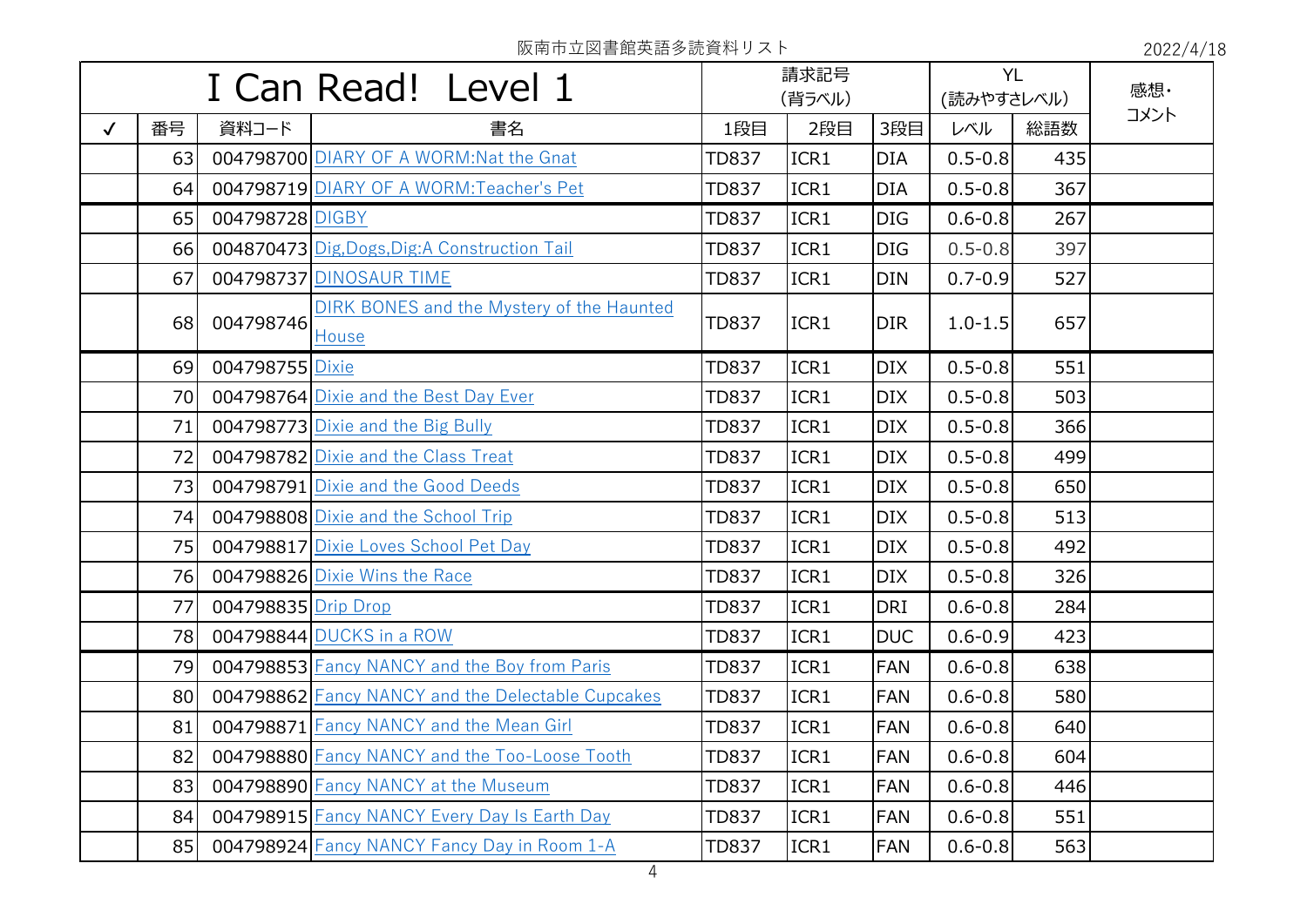阪南市立図書館英語多読資料リスト

2022/4/18

| I Can Read!  Level 1 | | | | 請求記号 (背ラベル) | | | YL (読みやすさレベル) | | 感想・コメント |
|---|---|---|---|---|---|---|---|---|---|
| ✓ | 番号 | 資料コード | 書名 | 1段目 | 2段目 | 3段目 | レベル | 総語数 | |
| | 63 | 004798700 | DIARY OF A WORM:Nat the Gnat | TD837 | ICR1 | DIA | 0.5-0.8 | 435 | |
| | 64 | 004798719 | DIARY OF A WORM:Teacher's Pet | TD837 | ICR1 | DIA | 0.5-0.8 | 367 | |
| | 65 | 004798728 | DIGBY | TD837 | ICR1 | DIG | 0.6-0.8 | 267 | |
| | 66 | 004870473 | Dig,Dogs,Dig:A Construction Tail | TD837 | ICR1 | DIG | 0.5-0.8 | 397 | |
| | 67 | 004798737 | DINOSAUR TIME | TD837 | ICR1 | DIN | 0.7-0.9 | 527 | |
| | 68 | 004798746 | DIRK BONES and the Mystery of the Haunted House | TD837 | ICR1 | DIR | 1.0-1.5 | 657 | |
| | 69 | 004798755 | Dixie | TD837 | ICR1 | DIX | 0.5-0.8 | 551 | |
| | 70 | 004798764 | Dixie and the Best Day Ever | TD837 | ICR1 | DIX | 0.5-0.8 | 503 | |
| | 71 | 004798773 | Dixie and the Big Bully | TD837 | ICR1 | DIX | 0.5-0.8 | 366 | |
| | 72 | 004798782 | Dixie and the Class Treat | TD837 | ICR1 | DIX | 0.5-0.8 | 499 | |
| | 73 | 004798791 | Dixie and the Good Deeds | TD837 | ICR1 | DIX | 0.5-0.8 | 650 | |
| | 74 | 004798808 | Dixie and the School Trip | TD837 | ICR1 | DIX | 0.5-0.8 | 513 | |
| | 75 | 004798817 | Dixie Loves School Pet Day | TD837 | ICR1 | DIX | 0.5-0.8 | 492 | |
| | 76 | 004798826 | Dixie Wins the Race | TD837 | ICR1 | DIX | 0.5-0.8 | 326 | |
| | 77 | 004798835 | Drip Drop | TD837 | ICR1 | DRI | 0.6-0.8 | 284 | |
| | 78 | 004798844 | DUCKS in a ROW | TD837 | ICR1 | DUC | 0.6-0.9 | 423 | |
| | 79 | 004798853 | Fancy NANCY and the Boy from Paris | TD837 | ICR1 | FAN | 0.6-0.8 | 638 | |
| | 80 | 004798862 | Fancy NANCY and the Delectable Cupcakes | TD837 | ICR1 | FAN | 0.6-0.8 | 580 | |
| | 81 | 004798871 | Fancy NANCY and the Mean Girl | TD837 | ICR1 | FAN | 0.6-0.8 | 640 | |
| | 82 | 004798880 | Fancy NANCY and the Too-Loose Tooth | TD837 | ICR1 | FAN | 0.6-0.8 | 604 | |
| | 83 | 004798890 | Fancy NANCY at the Museum | TD837 | ICR1 | FAN | 0.6-0.8 | 446 | |
| | 84 | 004798915 | Fancy NANCY Every Day Is Earth Day | TD837 | ICR1 | FAN | 0.6-0.8 | 551 | |
| | 85 | 004798924 | Fancy NANCY Fancy Day in Room 1-A | TD837 | ICR1 | FAN | 0.6-0.8 | 563 | |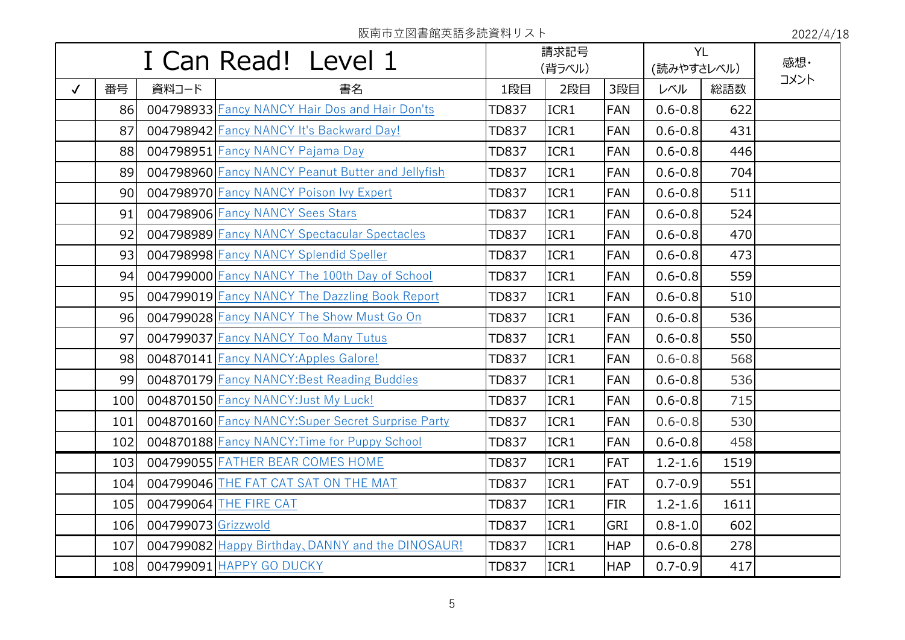阪南市立図書館英語多読資料リスト

2022/4/18

| I Can Read!  Level 1 | | | | 請求記号（背ラベル） | | | YL（読みやすさレベル） | | 感想・コメント |
|---|---|---|---|---|---|---|---|---|---|
| ✓ | 番号 | 資料コード | 書名 | 1段目 | 2段目 | 3段目 | レベル | 総語数 | |
| | 86 | 004798933 | Fancy NANCY Hair Dos and Hair Don'ts | TD837 | ICR1 | FAN | 0.6-0.8 | 622 | |
| | 87 | 004798942 | Fancy NANCY It's Backward Day! | TD837 | ICR1 | FAN | 0.6-0.8 | 431 | |
| | 88 | 004798951 | Fancy NANCY Pajama Day | TD837 | ICR1 | FAN | 0.6-0.8 | 446 | |
| | 89 | 004798960 | Fancy NANCY Peanut Butter and Jellyfish | TD837 | ICR1 | FAN | 0.6-0.8 | 704 | |
| | 90 | 004798970 | Fancy NANCY Poison Ivy Expert | TD837 | ICR1 | FAN | 0.6-0.8 | 511 | |
| | 91 | 004798906 | Fancy NANCY Sees Stars | TD837 | ICR1 | FAN | 0.6-0.8 | 524 | |
| | 92 | 004798989 | Fancy NANCY Spectacular Spectacles | TD837 | ICR1 | FAN | 0.6-0.8 | 470 | |
| | 93 | 004798998 | Fancy NANCY Splendid Speller | TD837 | ICR1 | FAN | 0.6-0.8 | 473 | |
| | 94 | 004799000 | Fancy NANCY The 100th Day of School | TD837 | ICR1 | FAN | 0.6-0.8 | 559 | |
| | 95 | 004799019 | Fancy NANCY The Dazzling Book Report | TD837 | ICR1 | FAN | 0.6-0.8 | 510 | |
| | 96 | 004799028 | Fancy NANCY The Show Must Go On | TD837 | ICR1 | FAN | 0.6-0.8 | 536 | |
| | 97 | 004799037 | Fancy NANCY Too Many Tutus | TD837 | ICR1 | FAN | 0.6-0.8 | 550 | |
| | 98 | 004870141 | Fancy NANCY:Apples Galore! | TD837 | ICR1 | FAN | 0.6-0.8 | 568 | |
| | 99 | 004870179 | Fancy NANCY:Best Reading Buddies | TD837 | ICR1 | FAN | 0.6-0.8 | 536 | |
| | 100 | 004870150 | Fancy NANCY:Just My Luck! | TD837 | ICR1 | FAN | 0.6-0.8 | 715 | |
| | 101 | 004870160 | Fancy NANCY:Super Secret Surprise Party | TD837 | ICR1 | FAN | 0.6-0.8 | 530 | |
| | 102 | 004870188 | Fancy NANCY:Time for Puppy School | TD837 | ICR1 | FAN | 0.6-0.8 | 458 | |
| | 103 | 004799055 | FATHER BEAR COMES HOME | TD837 | ICR1 | FAT | 1.2-1.6 | 1519 | |
| | 104 | 004799046 | THE FAT CAT SAT ON THE MAT | TD837 | ICR1 | FAT | 0.7-0.9 | 551 | |
| | 105 | 004799064 | THE FIRE CAT | TD837 | ICR1 | FIR | 1.2-1.6 | 1611 | |
| | 106 | 004799073 | Grizzwold | TD837 | ICR1 | GRI | 0.8-1.0 | 602 | |
| | 107 | 004799082 | Happy Birthday、DANNY and the DINOSAUR! | TD837 | ICR1 | HAP | 0.6-0.8 | 278 | |
| | 108 | 004799091 | HAPPY GO DUCKY | TD837 | ICR1 | HAP | 0.7-0.9 | 417 | |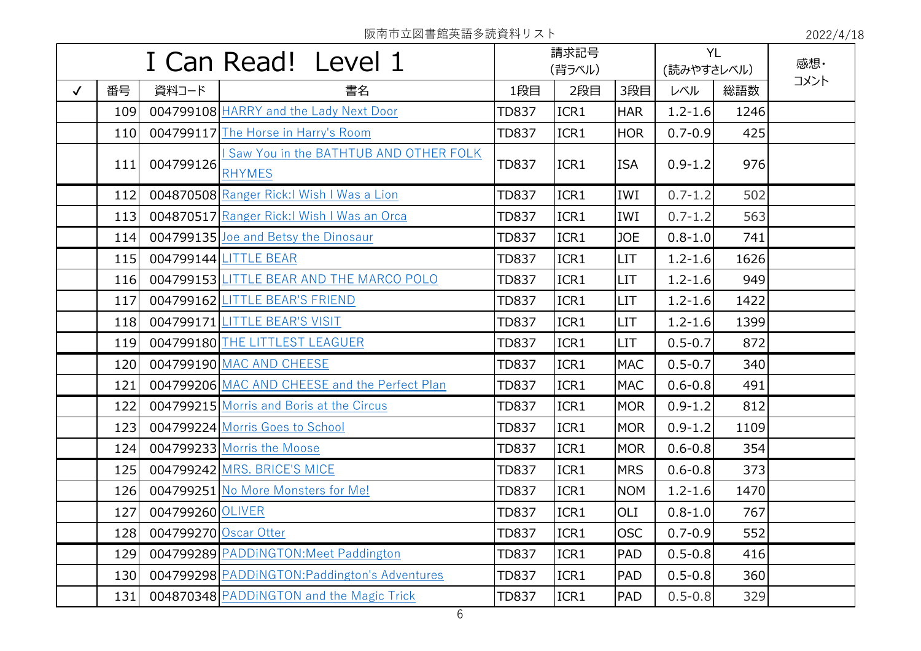阪南市立図書館英語多読資料リスト

2022/4/18

| I Can Read! Level 1 | | | | 請求記号<br>(背ラベル) | | | YL<br>(読みやすさレベル) | | 感想・コメント |
|---|---|---|---|---|---|---|---|---|---|
| ✓ | 番号 | 資料コード | 書名 | 1段目 | 2段目 | 3段目 | レベル | 総語数 | |
| | 109 | 004799108 | HARRY and the Lady Next Door | TD837 | ICR1 | HAR | 1.2-1.6 | 1246 | |
| | 110 | 004799117 | The Horse in Harry's Room | TD837 | ICR1 | HOR | 0.7-0.9 | 425 | |
| | 111 | 004799126 | I Saw You in the BATHTUB AND OTHER FOLK RHYMES | TD837 | ICR1 | ISA | 0.9-1.2 | 976 | |
| | 112 | 004870508 | Ranger Rick:I Wish I Was a Lion | TD837 | ICR1 | IWI | 0.7-1.2 | 502 | |
| | 113 | 004870517 | Ranger Rick:I Wish I Was an Orca | TD837 | ICR1 | IWI | 0.7-1.2 | 563 | |
| | 114 | 004799135 | Joe and Betsy the Dinosaur | TD837 | ICR1 | JOE | 0.8-1.0 | 741 | |
| | 115 | 004799144 | LITTLE BEAR | TD837 | ICR1 | LIT | 1.2-1.6 | 1626 | |
| | 116 | 004799153 | LITTLE BEAR AND THE MARCO POLO | TD837 | ICR1 | LIT | 1.2-1.6 | 949 | |
| | 117 | 004799162 | LITTLE BEAR'S FRIEND | TD837 | ICR1 | LIT | 1.2-1.6 | 1422 | |
| | 118 | 004799171 | LITTLE BEAR'S VISIT | TD837 | ICR1 | LIT | 1.2-1.6 | 1399 | |
| | 119 | 004799180 | THE LITTLEST LEAGUER | TD837 | ICR1 | LIT | 0.5-0.7 | 872 | |
| | 120 | 004799190 | MAC AND CHEESE | TD837 | ICR1 | MAC | 0.5-0.7 | 340 | |
| | 121 | 004799206 | MAC AND CHEESE and the Perfect Plan | TD837 | ICR1 | MAC | 0.6-0.8 | 491 | |
| | 122 | 004799215 | Morris and Boris at the Circus | TD837 | ICR1 | MOR | 0.9-1.2 | 812 | |
| | 123 | 004799224 | Morris Goes to School | TD837 | ICR1 | MOR | 0.9-1.2 | 1109 | |
| | 124 | 004799233 | Morris the Moose | TD837 | ICR1 | MOR | 0.6-0.8 | 354 | |
| | 125 | 004799242 | MRS. BRICE'S MICE | TD837 | ICR1 | MRS | 0.6-0.8 | 373 | |
| | 126 | 004799251 | No More Monsters for Me! | TD837 | ICR1 | NOM | 1.2-1.6 | 1470 | |
| | 127 | 004799260 | OLIVER | TD837 | ICR1 | OLI | 0.8-1.0 | 767 | |
| | 128 | 004799270 | Oscar Otter | TD837 | ICR1 | OSC | 0.7-0.9 | 552 | |
| | 129 | 004799289 | PADDiNGTON:Meet Paddington | TD837 | ICR1 | PAD | 0.5-0.8 | 416 | |
| | 130 | 004799298 | PADDiNGTON:Paddington's Adventures | TD837 | ICR1 | PAD | 0.5-0.8 | 360 | |
| | 131 | 004870348 | PADDiNGTON and the Magic Trick | TD837 | ICR1 | PAD | 0.5-0.8 | 329 | |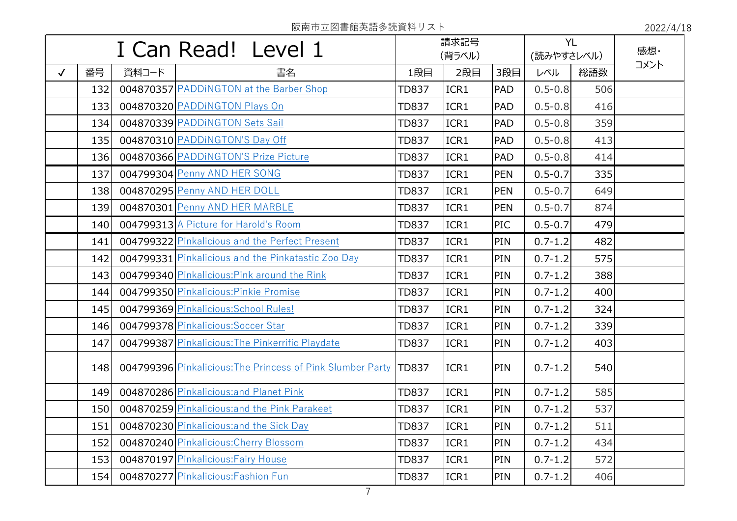阪南市立図書館英語多読資料リスト

2022/4/18

| I Can Read!  Level 1 | | | | 請求記号<br>(背ラベル) | | | YL<br>(読みやすさレベル) | | 感想・<br>コメント |
|---|---|---|---|---|---|---|---|---|---|
| ✓ | 番号 | 資料コード | 書名 | 1段目 | 2段目 | 3段目 | レベル | 総語数 | |
| | 132 | 004870357 | PADDiNGTON at the Barber Shop | TD837 | ICR1 | PAD | 0.5-0.8 | 506 | |
| | 133 | 004870320 | PADDiNGTON Plays On | TD837 | ICR1 | PAD | 0.5-0.8 | 416 | |
| | 134 | 004870339 | PADDiNGTON Sets Sail | TD837 | ICR1 | PAD | 0.5-0.8 | 359 | |
| | 135 | 004870310 | PADDiNGTON'S Day Off | TD837 | ICR1 | PAD | 0.5-0.8 | 413 | |
| | 136 | 004870366 | PADDiNGTON'S Prize Picture | TD837 | ICR1 | PAD | 0.5-0.8 | 414 | |
| | 137 | 004799304 | Penny AND HER SONG | TD837 | ICR1 | PEN | 0.5-0.7 | 335 | |
| | 138 | 004870295 | Penny AND HER DOLL | TD837 | ICR1 | PEN | 0.5-0.7 | 649 | |
| | 139 | 004870301 | Penny AND HER MARBLE | TD837 | ICR1 | PEN | 0.5-0.7 | 874 | |
| | 140 | 004799313 | A Picture for Harold's Room | TD837 | ICR1 | PIC | 0.5-0.7 | 479 | |
| | 141 | 004799322 | Pinkalicious and the Perfect Present | TD837 | ICR1 | PIN | 0.7-1.2 | 482 | |
| | 142 | 004799331 | Pinkalicious and the Pinkatastic Zoo Day | TD837 | ICR1 | PIN | 0.7-1.2 | 575 | |
| | 143 | 004799340 | Pinkalicious:Pink around the Rink | TD837 | ICR1 | PIN | 0.7-1.2 | 388 | |
| | 144 | 004799350 | Pinkalicious:Pinkie Promise | TD837 | ICR1 | PIN | 0.7-1.2 | 400 | |
| | 145 | 004799369 | Pinkalicious:School Rules! | TD837 | ICR1 | PIN | 0.7-1.2 | 324 | |
| | 146 | 004799378 | Pinkalicious:Soccer Star | TD837 | ICR1 | PIN | 0.7-1.2 | 339 | |
| | 147 | 004799387 | Pinkalicious:The Pinkerrific Playdate | TD837 | ICR1 | PIN | 0.7-1.2 | 403 | |
| | 148 | 004799396 | Pinkalicious:The Princess of Pink Slumber Party | TD837 | ICR1 | PIN | 0.7-1.2 | 540 | |
| | 149 | 004870286 | Pinkalicious:and Planet Pink | TD837 | ICR1 | PIN | 0.7-1.2 | 585 | |
| | 150 | 004870259 | Pinkalicious:and the Pink Parakeet | TD837 | ICR1 | PIN | 0.7-1.2 | 537 | |
| | 151 | 004870230 | Pinkalicious:and the Sick Day | TD837 | ICR1 | PIN | 0.7-1.2 | 511 | |
| | 152 | 004870240 | Pinkalicious:Cherry Blossom | TD837 | ICR1 | PIN | 0.7-1.2 | 434 | |
| | 153 | 004870197 | Pinkalicious:Fairy House | TD837 | ICR1 | PIN | 0.7-1.2 | 572 | |
| | 154 | 004870277 | Pinkalicious:Fashion Fun | TD837 | ICR1 | PIN | 0.7-1.2 | 406 | |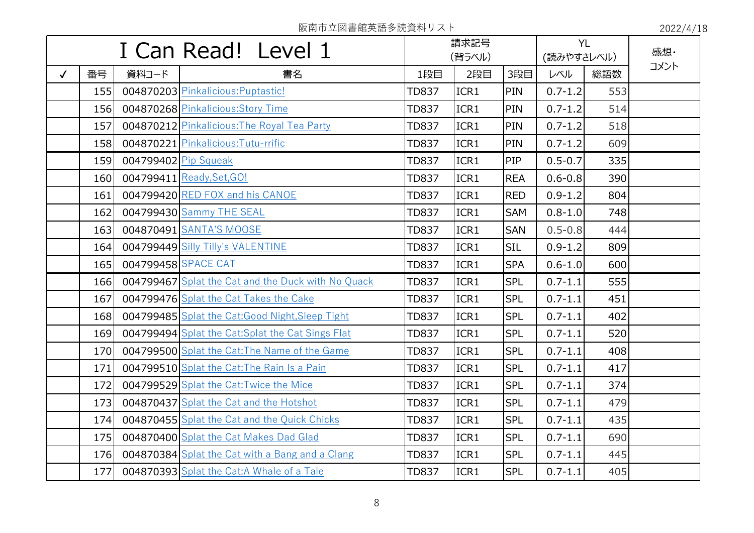阪南市立図書館英語多読資料リスト

2022/4/18

| I Can Read! Level 1 | | | | 請求記号 (背ラベル) | | | YL (読みやすさレベル) | | 感想・コメント |
|---|---|---|---|---|---|---|---|---|---|
| ✓ | 番号 | 資料コード | 書名 | 1段目 | 2段目 | 3段目 | レベル | 総語数 | |
| | 155 | 004870203 | Pinkalicious:Puptastic! | TD837 | ICR1 | PIN | 0.7-1.2 | 553 | |
| | 156 | 004870268 | Pinkalicious:Story Time | TD837 | ICR1 | PIN | 0.7-1.2 | 514 | |
| | 157 | 004870212 | Pinkalicious:The Royal Tea Party | TD837 | ICR1 | PIN | 0.7-1.2 | 518 | |
| | 158 | 004870221 | Pinkalicious:Tutu-rrific | TD837 | ICR1 | PIN | 0.7-1.2 | 609 | |
| | 159 | 004799402 | Pip Squeak | TD837 | ICR1 | PIP | 0.5-0.7 | 335 | |
| | 160 | 004799411 | Ready,Set,GO! | TD837 | ICR1 | REA | 0.6-0.8 | 390 | |
| | 161 | 004799420 | RED FOX and his CANOE | TD837 | ICR1 | RED | 0.9-1.2 | 804 | |
| | 162 | 004799430 | Sammy THE SEAL | TD837 | ICR1 | SAM | 0.8-1.0 | 748 | |
| | 163 | 004870491 | SANTA'S MOOSE | TD837 | ICR1 | SAN | 0.5-0.8 | 444 | |
| | 164 | 004799449 | Silly Tilly's VALENTINE | TD837 | ICR1 | SIL | 0.9-1.2 | 809 | |
| | 165 | 004799458 | SPACE CAT | TD837 | ICR1 | SPA | 0.6-1.0 | 600 | |
| | 166 | 004799467 | Splat the Cat and the Duck with No Quack | TD837 | ICR1 | SPL | 0.7-1.1 | 555 | |
| | 167 | 004799476 | Splat the Cat Takes the Cake | TD837 | ICR1 | SPL | 0.7-1.1 | 451 | |
| | 168 | 004799485 | Splat the Cat:Good Night,Sleep Tight | TD837 | ICR1 | SPL | 0.7-1.1 | 402 | |
| | 169 | 004799494 | Splat the Cat:Splat the Cat Sings Flat | TD837 | ICR1 | SPL | 0.7-1.1 | 520 | |
| | 170 | 004799500 | Splat the Cat:The Name of the Game | TD837 | ICR1 | SPL | 0.7-1.1 | 408 | |
| | 171 | 004799510 | Splat the Cat:The Rain Is a Pain | TD837 | ICR1 | SPL | 0.7-1.1 | 417 | |
| | 172 | 004799529 | Splat the Cat:Twice the Mice | TD837 | ICR1 | SPL | 0.7-1.1 | 374 | |
| | 173 | 004870437 | Splat the Cat and the Hotshot | TD837 | ICR1 | SPL | 0.7-1.1 | 479 | |
| | 174 | 004870455 | Splat the Cat and the Quick Chicks | TD837 | ICR1 | SPL | 0.7-1.1 | 435 | |
| | 175 | 004870400 | Splat the Cat Makes Dad Glad | TD837 | ICR1 | SPL | 0.7-1.1 | 690 | |
| | 176 | 004870384 | Splat the Cat with a Bang and a Clang | TD837 | ICR1 | SPL | 0.7-1.1 | 445 | |
| | 177 | 004870393 | Splat the Cat:A Whale of a Tale | TD837 | ICR1 | SPL | 0.7-1.1 | 405 | |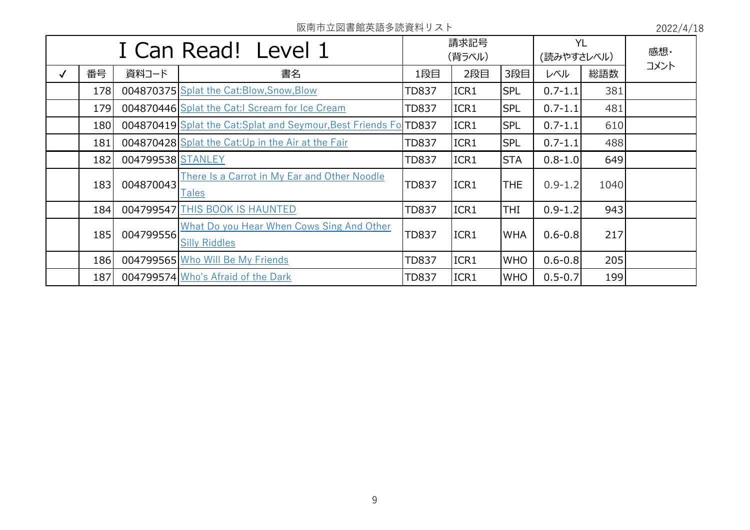阪南市立図書館英語多読資料リスト

2022/4/18

| I Can Read! Level 1 | | | | 請求記号（背ラベル） | | | YL（読みやすさレベル） | | 感想・コメント |
|---|---|---|---|---|---|---|---|---|---|
| ✓ | 番号 | 資料コード | 書名 | 1段目 | 2段目 | 3段目 | レベル | 総語数 | |
| | 178 | 004870375 | Splat the Cat:Blow,Snow,Blow | TD837 | ICR1 | SPL | 0.7-1.1 | 381 | |
| | 179 | 004870446 | Splat the Cat:I Scream for Ice Cream | TD837 | ICR1 | SPL | 0.7-1.1 | 481 | |
| | 180 | 004870419 | Splat the Cat:Splat and Seymour,Best Friends Fo | TD837 | ICR1 | SPL | 0.7-1.1 | 610 | |
| | 181 | 004870428 | Splat the Cat:Up in the Air at the Fair | TD837 | ICR1 | SPL | 0.7-1.1 | 488 | |
| | 182 | 004799538 | STANLEY | TD837 | ICR1 | STA | 0.8-1.0 | 649 | |
| | 183 | 004870043 | There Is a Carrot in My Ear and Other Noodle Tales | TD837 | ICR1 | THE | 0.9-1.2 | 1040 | |
| | 184 | 004799547 | THIS BOOK IS HAUNTED | TD837 | ICR1 | THI | 0.9-1.2 | 943 | |
| | 185 | 004799556 | What Do you Hear When Cows Sing And Other Silly Riddles | TD837 | ICR1 | WHA | 0.6-0.8 | 217 | |
| | 186 | 004799565 | Who Will Be My Friends | TD837 | ICR1 | WHO | 0.6-0.8 | 205 | |
| | 187 | 004799574 | Who's Afraid of the Dark | TD837 | ICR1 | WHO | 0.5-0.7 | 199 | |